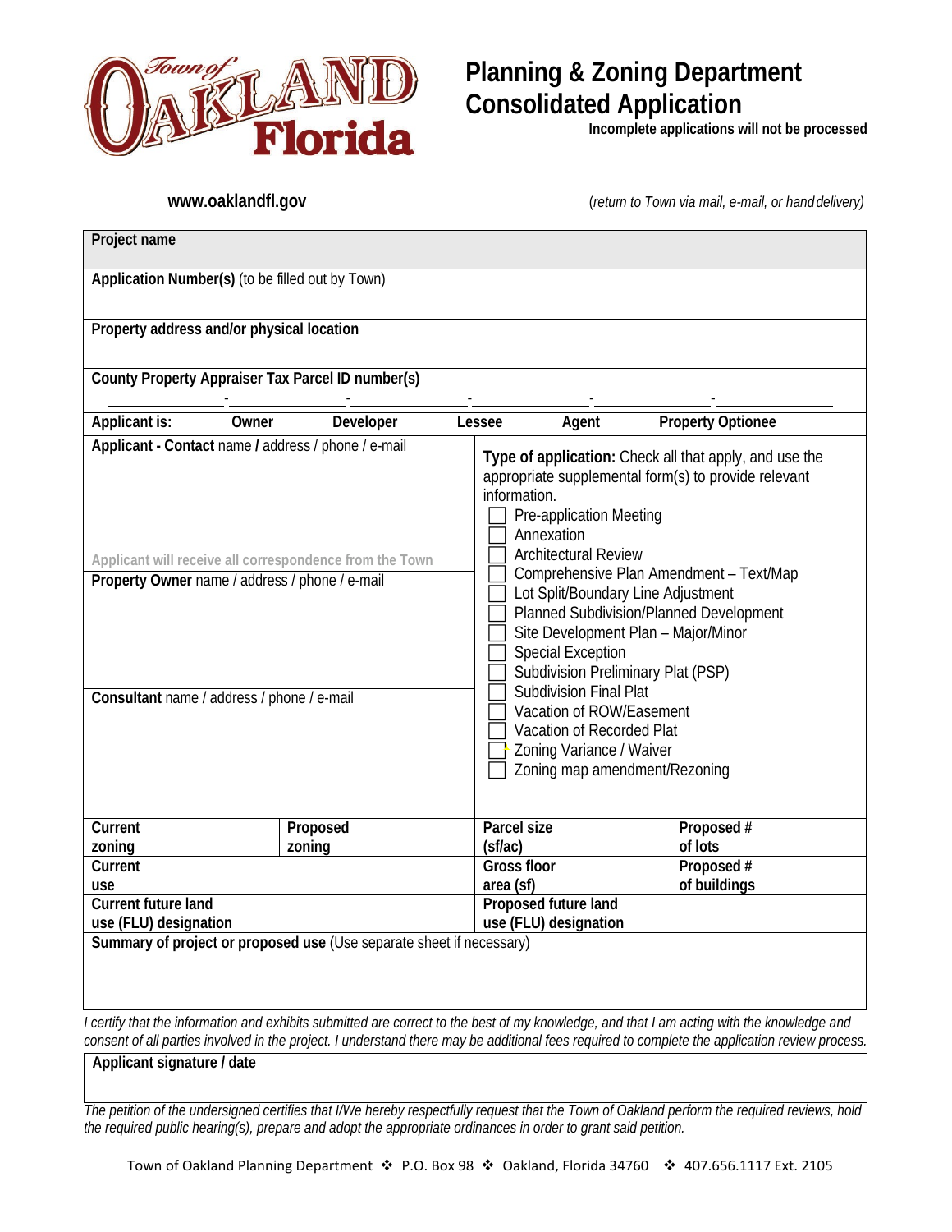Town of OAKLAND Florida

# Planning & Zoning Department Consolidated Application

**Incomplete applications will not be processed**

**www.oaklandfl.gov**

(*return to Town via mail, e-mail, or hand delivery*)

**Project name**

**Application Number(s)** (to be filled out by Town)

**Property address and/or physical location**

**County Property Appraiser Tax Parcel ID number(s)**

\_\_\_\_\_\_\_\_\_\_\_\_-\_\_\_\_\_\_\_\_\_\_\_\_-\_\_\_\_\_\_\_\_\_\_\_\_-\_\_\_\_\_\_\_\_\_\_\_\_-\_\_\_\_\_\_\_\_\_\_\_\_-\_\_\_\_\_\_\_\_\_\_\_\_

**Applicant is:**\_\_\_\_\_\_**Owner**\_\_\_\_\_\_**Developer**\_\_\_\_\_\_**Lessee**\_\_\_\_\_\_**Agent**\_\_\_\_\_\_**Property Optionee**

**Applicant - Contact** name **/** address / phone / e-mail

Applicant will receive all correspondence from the Town

**Property Owner** name / address / phone / e-mail

**Consultant** name / address / phone / e-mail

**Type of application:** Check all that apply, and use the appropriate supplemental form(s) to provide relevant information.

- ☐ Pre-application Meeting
- ☐ Annexation
- ☐ Architectural Review
- ☐ Comprehensive Plan Amendment – Text/Map
- ☐ Lot Split/Boundary Line Adjustment
- ☐ Planned Subdivision/Planned Development
- ☐ Site Development Plan – Major/Minor
- ☐ Special Exception
- ☐ Subdivision Preliminary Plat (PSP)
- ☐ Subdivision Final Plat
- ☐ Vacation of ROW/Easement
- ☐ Vacation of Recorded Plat
- ☐ Zoning Variance / Waiver
- ☐ Zoning map amendment/Rezoning

| | | | |
|---|---|---|---|
| **Current zoning** | **Proposed zoning** | **Parcel size (sf/ac)** | **Proposed # of lots** |
| **Current use** | | **Gross floor area (sf)** | **Proposed # of buildings** |
| **Current future land use (FLU) designation** | | **Proposed future land use (FLU) designation** | |

**Summary of project or proposed use** (Use separate sheet if necessary)

*I certify that the information and exhibits submitted are correct to the best of my knowledge, and that I am acting with the knowledge and consent of all parties involved in the project. I understand there may be additional fees required to complete the application review process.*

**Applicant signature / date**

*The petition of the undersigned certifies that I/We hereby respectfully request that the Town of Oakland perform the required reviews, hold the required public hearing(s), prepare and adopt the appropriate ordinances in order to grant said petition.*

Town of Oakland Planning Department ❖ P.O. Box 98 ❖ Oakland, Florida 34760 ❖ 407.656.1117 Ext. 2105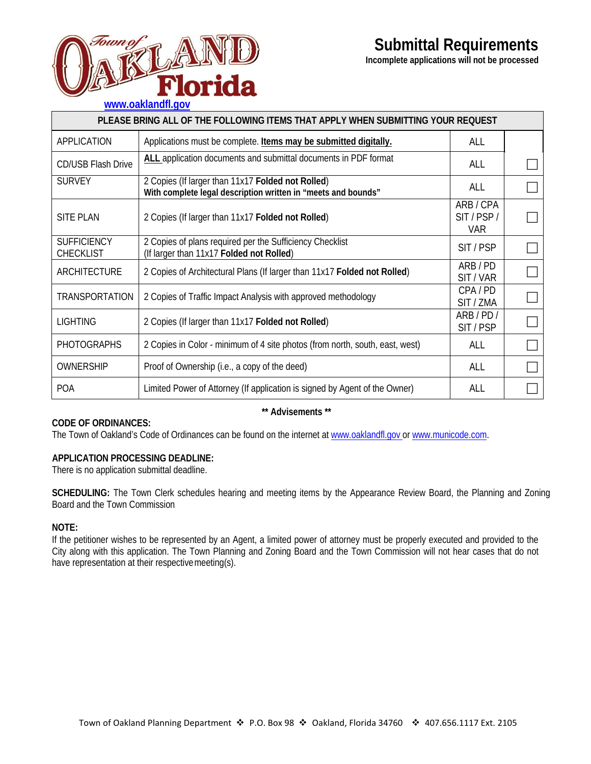Town of OAKLAND Florida

www.oaklandfl.gov

# Submittal Requirements

**Incomplete applications will not be processed**

| PLEASE BRING ALL OF THE FOLLOWING ITEMS THAT APPLY WHEN SUBMITTING YOUR REQUEST | | | |
|---|---|---|---|
| APPLICATION | Applications must be complete. **Items may be submitted digitally.** | ALL | |
| CD/USB Flash Drive | **ALL** application documents and submittal documents in PDF format | ALL | ☐ |
| SURVEY | 2 Copies (If larger than 11x17 **Folded not Rolled**) **With complete legal description written in "meets and bounds"** | ALL | ☐ |
| SITE PLAN | 2 Copies (If larger than 11x17 **Folded not Rolled**) | ARB / CPA SIT / PSP / VAR | ☐ |
| SUFFICIENCY CHECKLIST | 2 Copies of plans required per the Sufficiency Checklist (If larger than 11x17 **Folded not Rolled**) | SIT / PSP | ☐ |
| ARCHITECTURE | 2 Copies of Architectural Plans (If larger than 11x17 **Folded not Rolled**) | ARB / PD SIT / VAR | ☐ |
| TRANSPORTATION | 2 Copies of Traffic Impact Analysis with approved methodology | CPA / PD SIT / ZMA | ☐ |
| LIGHTING | 2 Copies (If larger than 11x17 **Folded not Rolled**) | ARB / PD / SIT / PSP | ☐ |
| PHOTOGRAPHS | 2 Copies in Color - minimum of 4 site photos (from north, south, east, west) | ALL | ☐ |
| OWNERSHIP | Proof of Ownership (i.e., a copy of the deed) | ALL | ☐ |
| POA | Limited Power of Attorney (If application is signed by Agent of the Owner) | ALL | ☐ |

**\*\* Advisements \*\***

**CODE OF ORDINANCES:**
The Town of Oakland's Code of Ordinances can be found on the internet at www.oaklandfl.gov or www.municode.com.

**APPLICATION PROCESSING DEADLINE:**
There is no application submittal deadline.

**SCHEDULING:** The Town Clerk schedules hearing and meeting items by the Appearance Review Board, the Planning and Zoning Board and the Town Commission

**NOTE:**
If the petitioner wishes to be represented by an Agent, a limited power of attorney must be properly executed and provided to the City along with this application. The Town Planning and Zoning Board and the Town Commission will not hear cases that do not have representation at their respective meeting(s).

Town of Oakland Planning Department ❖ P.O. Box 98 ❖ Oakland, Florida 34760 ❖ 407.656.1117 Ext. 2105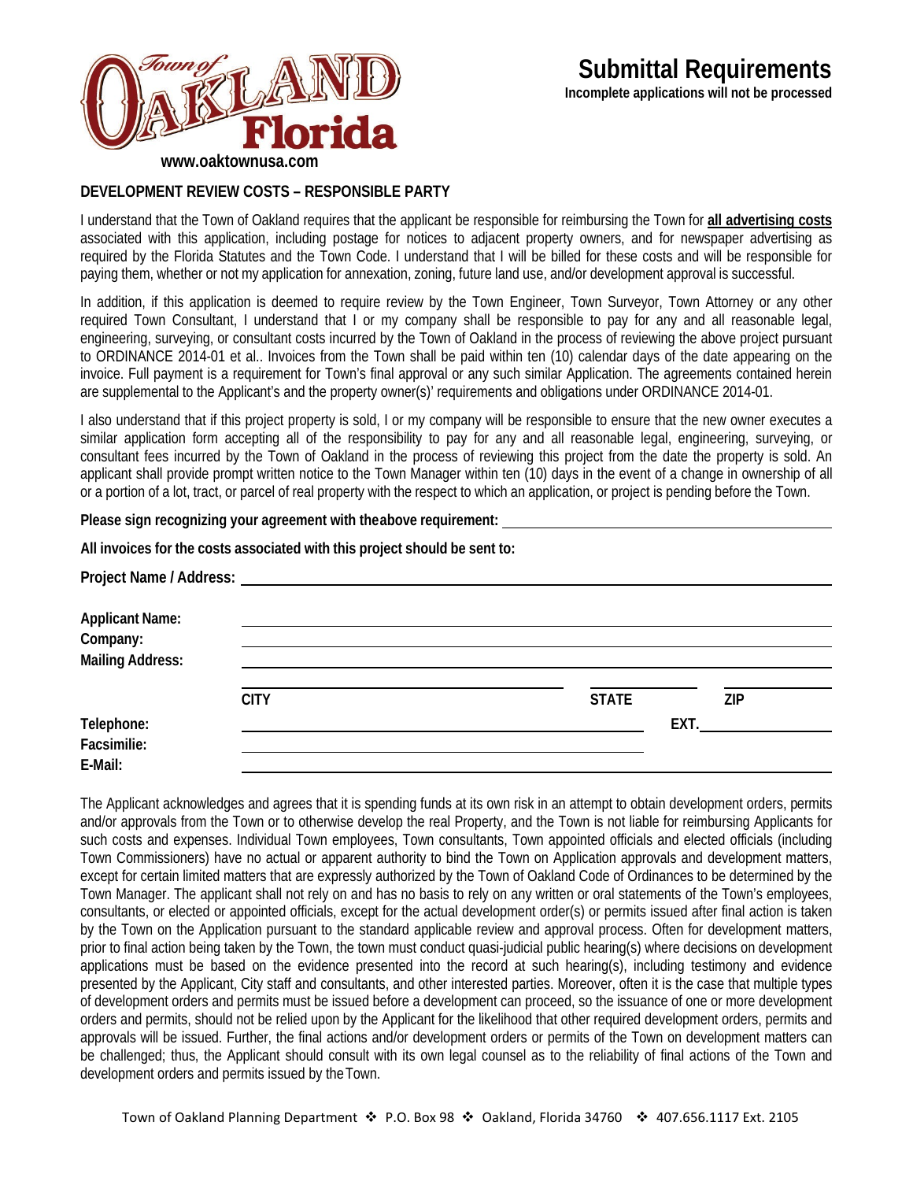Town of OAKLAND Florida

www.oaktownusa.com

# Submittal Requirements

**Incomplete applications will not be processed**

## DEVELOPMENT REVIEW COSTS – RESPONSIBLE PARTY

I understand that the Town of Oakland requires that the applicant be responsible for reimbursing the Town for **all advertising costs** associated with this application, including postage for notices to adjacent property owners, and for newspaper advertising as required by the Florida Statutes and the Town Code. I understand that I will be billed for these costs and will be responsible for paying them, whether or not my application for annexation, zoning, future land use, and/or development approval is successful.

In addition, if this application is deemed to require review by the Town Engineer, Town Surveyor, Town Attorney or any other required Town Consultant, I understand that I or my company shall be responsible to pay for any and all reasonable legal, engineering, surveying, or consultant costs incurred by the Town of Oakland in the process of reviewing the above project pursuant to ORDINANCE 2014-01 et al.. Invoices from the Town shall be paid within ten (10) calendar days of the date appearing on the invoice. Full payment is a requirement for Town's final approval or any such similar Application. The agreements contained herein are supplemental to the Applicant's and the property owner(s)' requirements and obligations under ORDINANCE 2014-01.

I also understand that if this project property is sold, I or my company will be responsible to ensure that the new owner executes a similar application form accepting all of the responsibility to pay for any and all reasonable legal, engineering, surveying, or consultant fees incurred by the Town of Oakland in the process of reviewing this project from the date the property is sold. An applicant shall provide prompt written notice to the Town Manager within ten (10) days in the event of a change in ownership of all or a portion of a lot, tract, or parcel of real property with the respect to which an application, or project is pending before the Town.

**Please sign recognizing your agreement with theabove requirement:** ____________________

**All invoices for the costs associated with this project should be sent to:**

**Project Name / Address:** ____________________

**Applicant Name:** ____________________

**Company:** ____________________

**Mailing Address:** ____________________

____________________ **CITY** ________ **STATE** ________ **ZIP**

**Telephone:** ____________________ **EXT.** ________

**Facsimilie:** ____________________

**E-Mail:** ____________________

The Applicant acknowledges and agrees that it is spending funds at its own risk in an attempt to obtain development orders, permits and/or approvals from the Town or to otherwise develop the real Property, and the Town is not liable for reimbursing Applicants for such costs and expenses. Individual Town employees, Town consultants, Town appointed officials and elected officials (including Town Commissioners) have no actual or apparent authority to bind the Town on Application approvals and development matters, except for certain limited matters that are expressly authorized by the Town of Oakland Code of Ordinances to be determined by the Town Manager. The applicant shall not rely on and has no basis to rely on any written or oral statements of the Town's employees, consultants, or elected or appointed officials, except for the actual development order(s) or permits issued after final action is taken by the Town on the Application pursuant to the standard applicable review and approval process. Often for development matters, prior to final action being taken by the Town, the town must conduct quasi-judicial public hearing(s) where decisions on development applications must be based on the evidence presented into the record at such hearing(s), including testimony and evidence presented by the Applicant, City staff and consultants, and other interested parties. Moreover, often it is the case that multiple types of development orders and permits must be issued before a development can proceed, so the issuance of one or more development orders and permits, should not be relied upon by the Applicant for the likelihood that other required development orders, permits and approvals will be issued. Further, the final actions and/or development orders or permits of the Town on development matters can be challenged; thus, the Applicant should consult with its own legal counsel as to the reliability of final actions of the Town and development orders and permits issued by theTown.

Town of Oakland Planning Department ❖ P.O. Box 98 ❖ Oakland, Florida 34760 ❖ 407.656.1117 Ext. 2105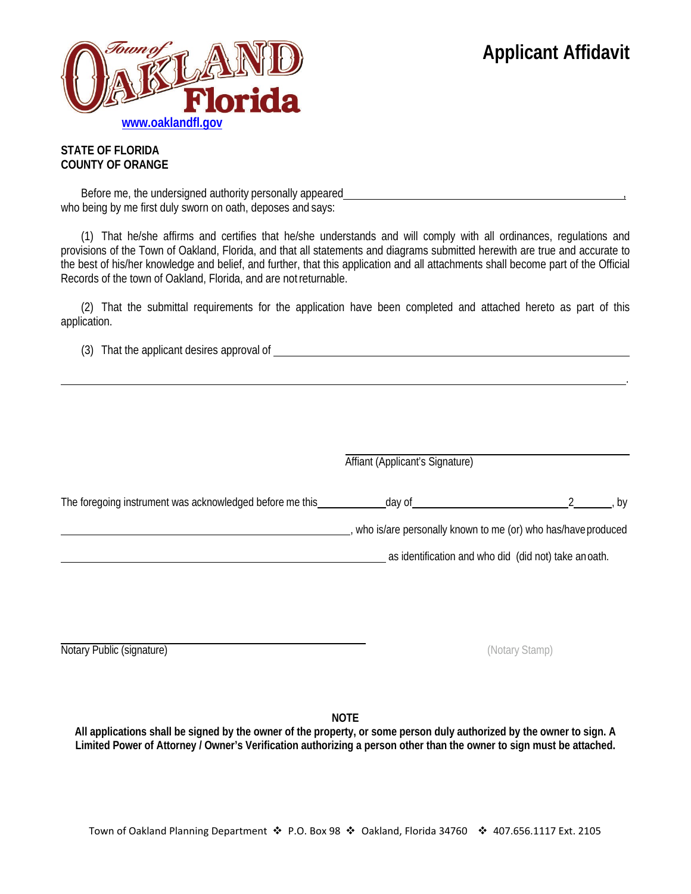Town of OAKLAND Florida

www.oaklandfl.gov

# Applicant Affidavit

**STATE OF FLORIDA**
**COUNTY OF ORANGE**

Before me, the undersigned authority personally appeared ______________________________________________, who being by me first duly sworn on oath, deposes and says:

(1) That he/she affirms and certifies that he/she understands and will comply with all ordinances, regulations and provisions of the Town of Oakland, Florida, and that all statements and diagrams submitted herewith are true and accurate to the best of his/her knowledge and belief, and further, that this application and all attachments shall become part of the Official Records of the town of Oakland, Florida, and are not returnable.

(2) That the submittal requirements for the application have been completed and attached hereto as part of this application.

(3) That the applicant desires approval of ______________________________________________

______________________________________________________________________.

______________________________
Affiant (Applicant's Signature)

The foregoing instrument was acknowledged before me this __________ day of ______________________ 2_______, by ______________________________, who is/are personally known to me (or) who has/have produced ______________________________ as identification and who did (did not) take an oath.

______________________________
Notary Public (signature)

(Notary Stamp)

**NOTE**

**All applications shall be signed by the owner of the property, or some person duly authorized by the owner to sign. A Limited Power of Attorney / Owner's Verification authorizing a person other than the owner to sign must be attached.**

Town of Oakland Planning Department ❖ P.O. Box 98 ❖ Oakland, Florida 34760 ❖ 407.656.1117 Ext. 2105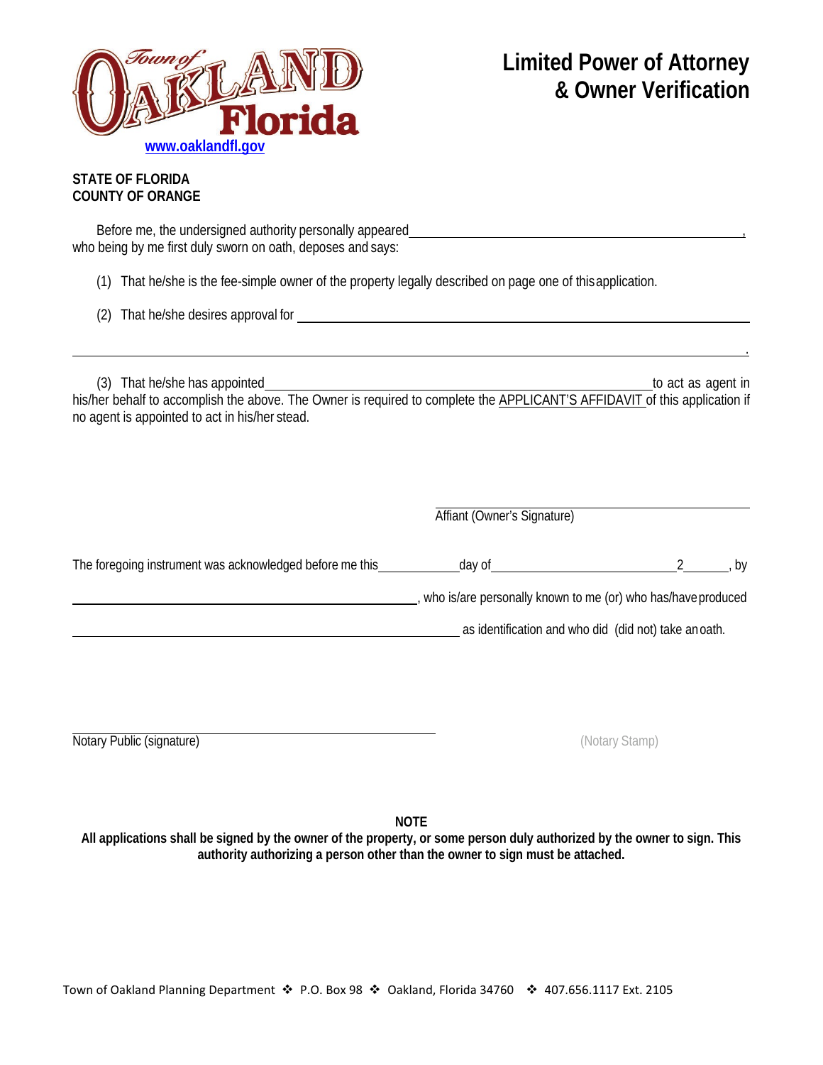Town of OAKLAND Florida

www.oaklandfl.gov

# Limited Power of Attorney & Owner Verification

**STATE OF FLORIDA**
**COUNTY OF ORANGE**

Before me, the undersigned authority personally appeared ______________________________________________, who being by me first duly sworn on oath, deposes and says:

(1) That he/she is the fee-simple owner of the property legally described on page one of this application.

(2) That he/she desires approval for ______________________________________________

______________________________________________________________________________.

(3) That he/she has appointed ______________________________________________ to act as agent in his/her behalf to accomplish the above. The Owner is required to complete the APPLICANT'S AFFIDAVIT of this application if no agent is appointed to act in his/her stead.

______________________________
Affiant (Owner's Signature)

The foregoing instrument was acknowledged before me this __________ day of ______________________ 2______, by ______________________________________________, who is/are personally known to me (or) who has/have produced ______________________________________________ as identification and who did (did not) take an oath.

______________________________
Notary Public (signature)

(Notary Stamp)

**NOTE**

**All applications shall be signed by the owner of the property, or some person duly authorized by the owner to sign. This authority authorizing a person other than the owner to sign must be attached.**

Town of Oakland Planning Department ❖ P.O. Box 98 ❖ Oakland, Florida 34760 ❖ 407.656.1117 Ext. 2105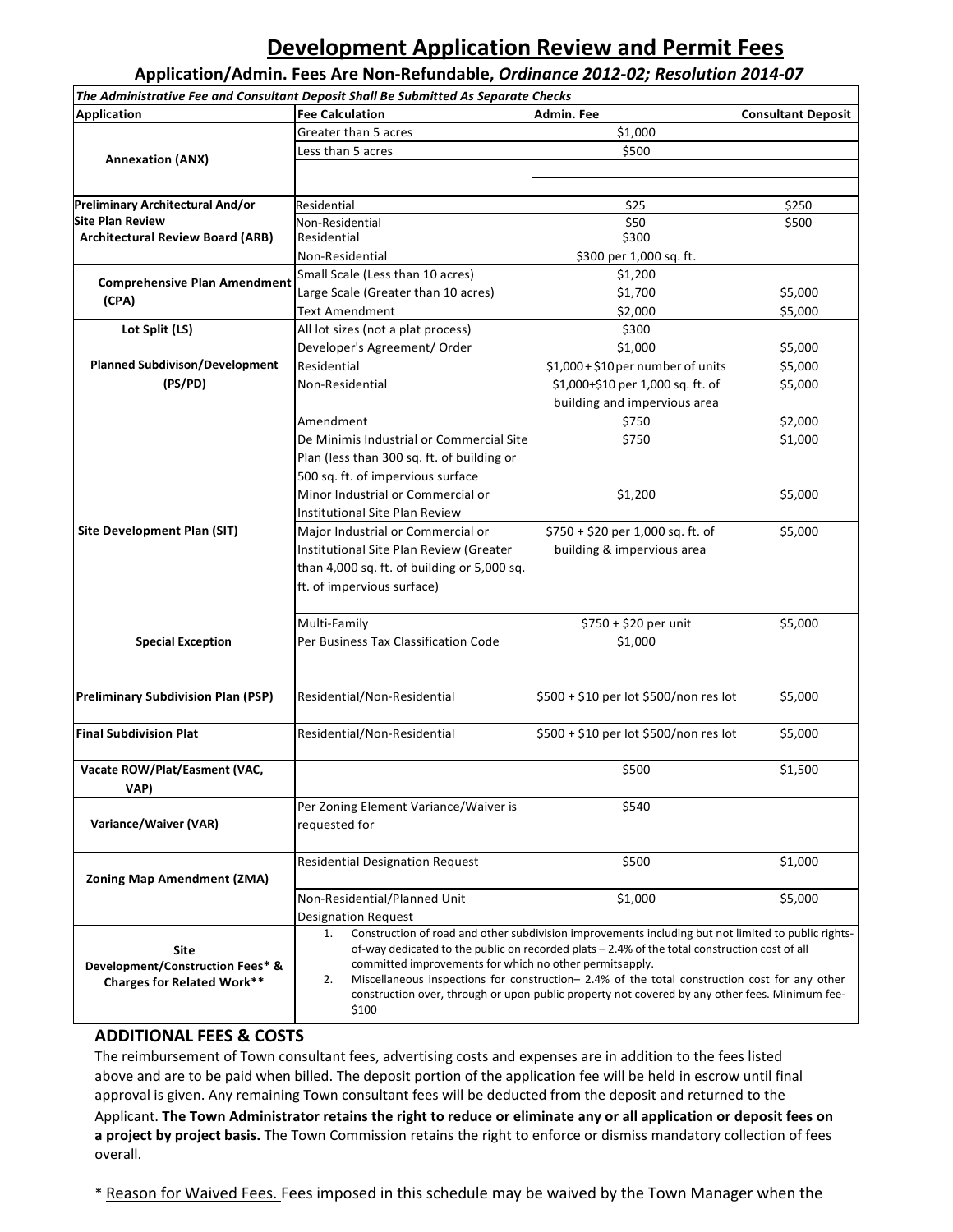# Development Application Review and Permit Fees

## Application/Admin. Fees Are Non-Refundable, *Ordinance 2012-02; Resolution 2014-07*

| *The Administrative Fee and Consultant Deposit Shall Be Submitted As Separate Checks* | | | |
|---|---|---|---|
| **Application** | **Fee Calculation** | **Admin. Fee** | **Consultant Deposit** |
| **Annexation (ANX)** | Greater than 5 acres | $1,000 | |
| | Less than 5 acres | $500 | |
| | | | |
| **Preliminary Architectural And/or Site Plan Review** | Residential | $25 | $250 |
| | Non-Residential | $50 | $500 |
| **Architectural Review Board (ARB)** | Residential | $300 | |
| | Non-Residential | $300 per 1,000 sq. ft. | |
| **Comprehensive Plan Amendment (CPA)** | Small Scale (Less than 10 acres) | $1,200 | |
| | Large Scale (Greater than 10 acres) | $1,700 | $5,000 |
| | Text Amendment | $2,000 | $5,000 |
| **Lot Split (LS)** | All lot sizes (not a plat process) | $300 | |
| **Planned Subdivison/Development (PS/PD)** | Developer's Agreement/ Order | $1,000 | $5,000 |
| | Residential | $1,000 + $10 per number of units | $5,000 |
| | Non-Residential | $1,000+$10 per 1,000 sq. ft. of building and impervious area | $5,000 |
| | Amendment | $750 | $2,000 |
| **Site Development Plan (SIT)** | De Minimis Industrial or Commercial Site Plan (less than 300 sq. ft. of building or 500 sq. ft. of impervious surface | $750 | $1,000 |
| | Minor Industrial or Commercial or Institutional Site Plan Review | $1,200 | $5,000 |
| | Major Industrial or Commercial or Institutional Site Plan Review (Greater than 4,000 sq. ft. of building or 5,000 sq. ft. of impervious surface) | $750 + $20 per 1,000 sq. ft. of building & impervious area | $5,000 |
| | Multi-Family | $750 + $20 per unit | $5,000 |
| **Special Exception** | Per Business Tax Classification Code | $1,000 | |
| **Preliminary Subdivision Plan (PSP)** | Residential/Non-Residential | $500 + $10 per lot $500/non res lot | $5,000 |
| **Final Subdivision Plat** | Residential/Non-Residential | $500 + $10 per lot $500/non res lot | $5,000 |
| **Vacate ROW/Plat/Easment (VAC, VAP)** | | $500 | $1,500 |
| **Variance/Waiver (VAR)** | Per Zoning Element Variance/Waiver is requested for | $540 | |
| **Zoning Map Amendment (ZMA)** | Residential Designation Request | $500 | $1,000 |
| | Non-Residential/Planned Unit Designation Request | $1,000 | $5,000 |
| **Site Development/Construction Fees* & Charges for Related Work**** | 1. Construction of road and other subdivision improvements including but not limited to public rights-of-way dedicated to the public on recorded plats – 2.4% of the total construction cost of all committed improvements for which no other permitsapply. 2. Miscellaneous inspections for construction– 2.4% of the total construction cost for any other construction over, through or upon public property not covered by any other fees. Minimum fee- $100 | | |

## ADDITIONAL FEES & COSTS

The reimbursement of Town consultant fees, advertising costs and expenses are in addition to the fees listed above and are to be paid when billed. The deposit portion of the application fee will be held in escrow until final approval is given. Any remaining Town consultant fees will be deducted from the deposit and returned to the Applicant. **The Town Administrator retains the right to reduce or eliminate any or all application or deposit fees on a project by project basis.** The Town Commission retains the right to enforce or dismiss mandatory collection of fees overall.

\* <u>Reason for Waived Fees.</u> Fees imposed in this schedule may be waived by the Town Manager when the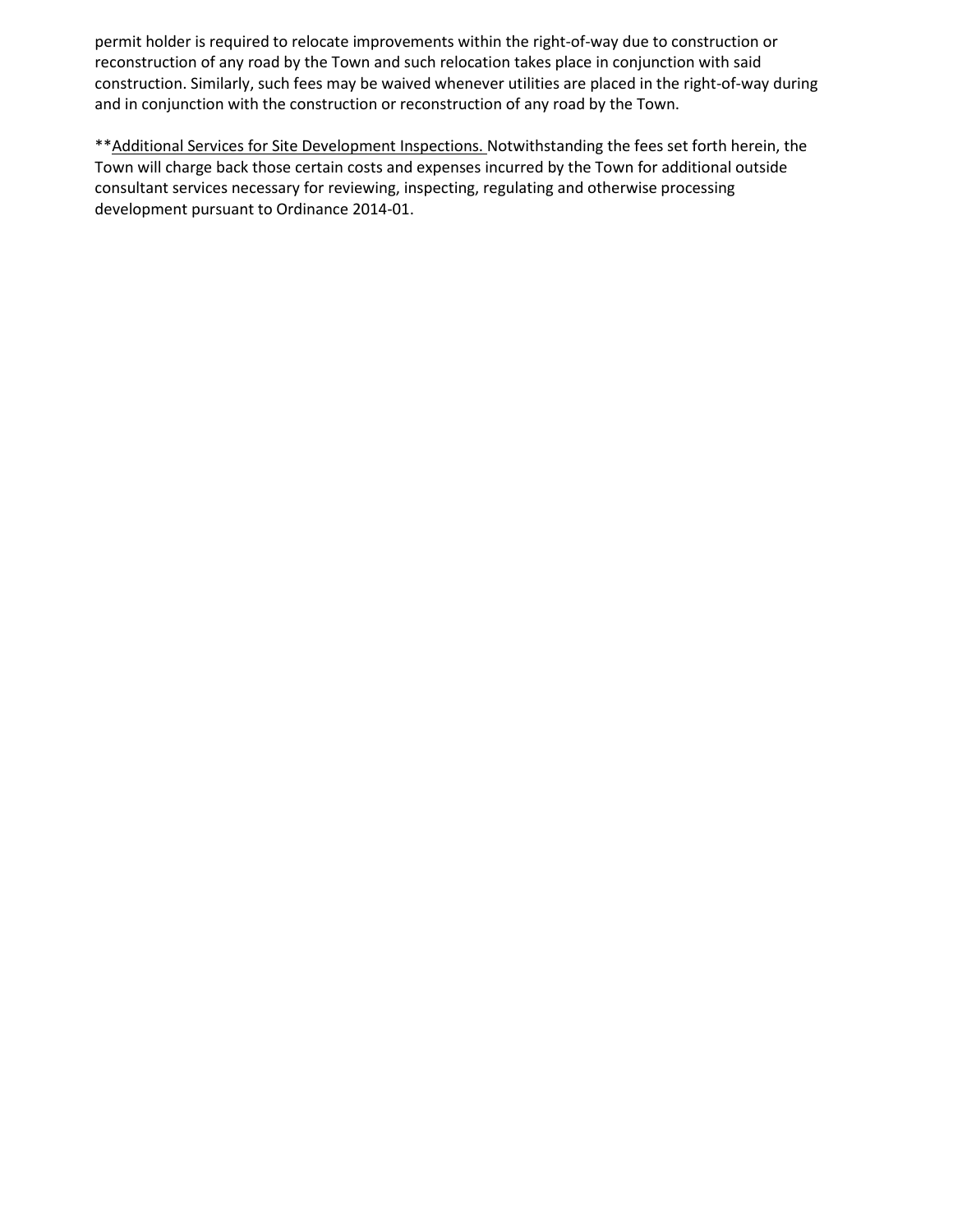permit holder is required to relocate improvements within the right-of-way due to construction or reconstruction of any road by the Town and such relocation takes place in conjunction with said construction. Similarly, such fees may be waived whenever utilities are placed in the right-of-way during and in conjunction with the construction or reconstruction of any road by the Town.

**<u>Additional Services for Site Development Inspections.</u> Notwithstanding the fees set forth herein, the Town will charge back those certain costs and expenses incurred by the Town for additional outside consultant services necessary for reviewing, inspecting, regulating and otherwise processing development pursuant to Ordinance 2014-01.